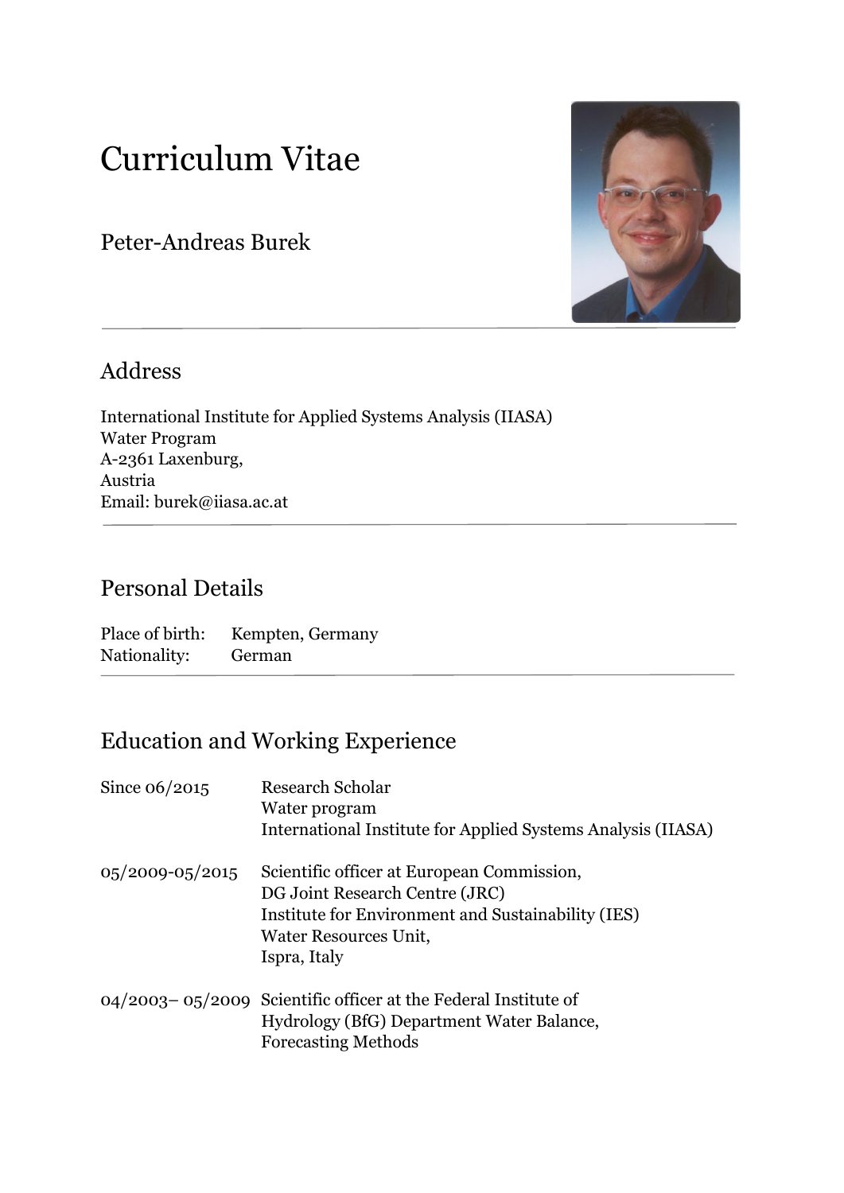# Curriculum Vitae

Peter-Andreas Burek

## Address

International Institute for Applied Systems Analysis (IIASA)
Water Program
A-2361 Laxenburg,
Austria
Email: burek@iiasa.ac.at

## Personal Details

| | |
|---|---|
| Place of birth: | Kempten, Germany |
| Nationality: | German |

## Education and Working Experience

| | |
|---|---|
| Since 06/2015 | Research Scholar<br>Water program<br>International Institute for Applied Systems Analysis (IIASA) |
| 05/2009-05/2015 | Scientific officer at European Commission,<br>DG Joint Research Centre (JRC)<br>Institute for Environment and Sustainability (IES)<br>Water Resources Unit,<br>Ispra, Italy |
| 04/2003– 05/2009 | Scientific officer at the Federal Institute of Hydrology (BfG) Department Water Balance, Forecasting Methods |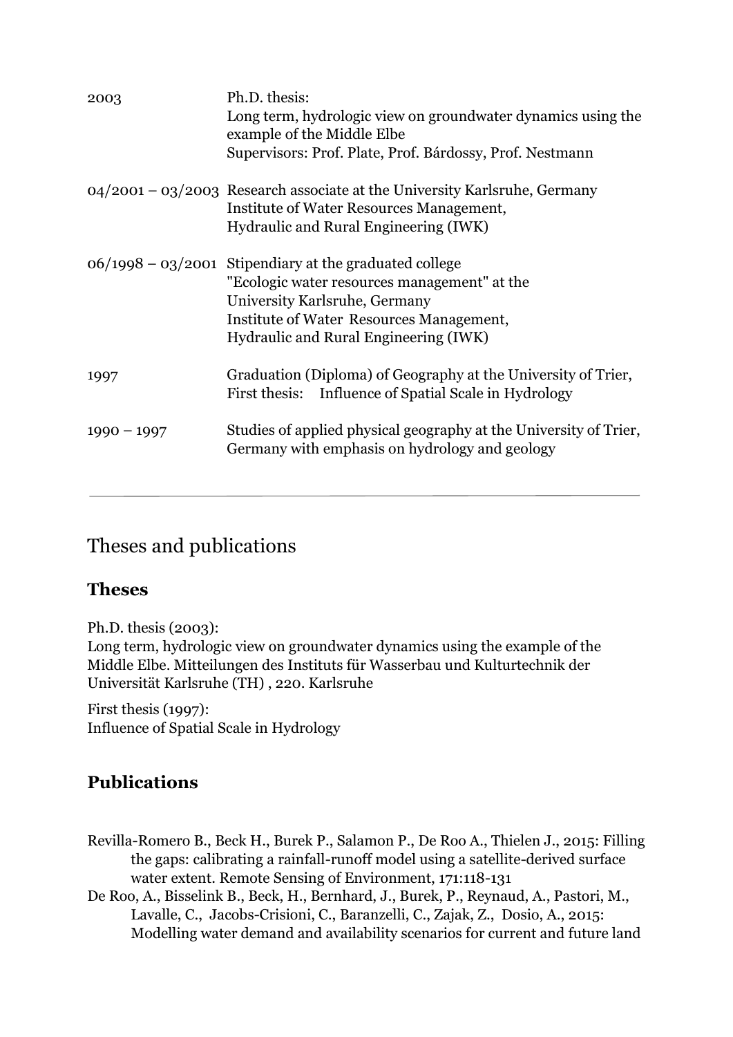| | |
|---|---|
| 2003 | Ph.D. thesis:<br>Long term, hydrologic view on groundwater dynamics using the example of the Middle Elbe<br>Supervisors: Prof. Plate, Prof. Bárdossy, Prof. Nestmann |
| 04/2001 – 03/2003 | Research associate at the University Karlsruhe, Germany<br>Institute of Water Resources Management,<br>Hydraulic and Rural Engineering (IWK) |
| 06/1998 – 03/2001 | Stipendiary at the graduated college<br>"Ecologic water resources management" at the<br>University Karlsruhe, Germany<br>Institute of Water Resources Management,<br>Hydraulic and Rural Engineering (IWK) |
| 1997 | Graduation (Diploma) of Geography at the University of Trier,<br>First thesis: Influence of Spatial Scale in Hydrology |
| 1990 – 1997 | Studies of applied physical geography at the University of Trier, Germany with emphasis on hydrology and geology |

---

# Theses and publications

## Theses

Ph.D. thesis (2003):
Long term, hydrologic view on groundwater dynamics using the example of the Middle Elbe. Mitteilungen des Instituts für Wasserbau und Kulturtechnik der Universität Karlsruhe (TH) , 220. Karlsruhe

First thesis (1997):
Influence of Spatial Scale in Hydrology

## Publications

Revilla-Romero B., Beck H., Burek P., Salamon P., De Roo A., Thielen J., 2015: Filling the gaps: calibrating a rainfall-runoff model using a satellite-derived surface water extent. Remote Sensing of Environment, 171:118-131

De Roo, A., Bisselink B., Beck, H., Bernhard, J., Burek, P., Reynaud, A., Pastori, M., Lavalle, C., Jacobs-Crisioni, C., Baranzelli, C., Zajak, Z., Dosio, A., 2015: Modelling water demand and availability scenarios for current and future land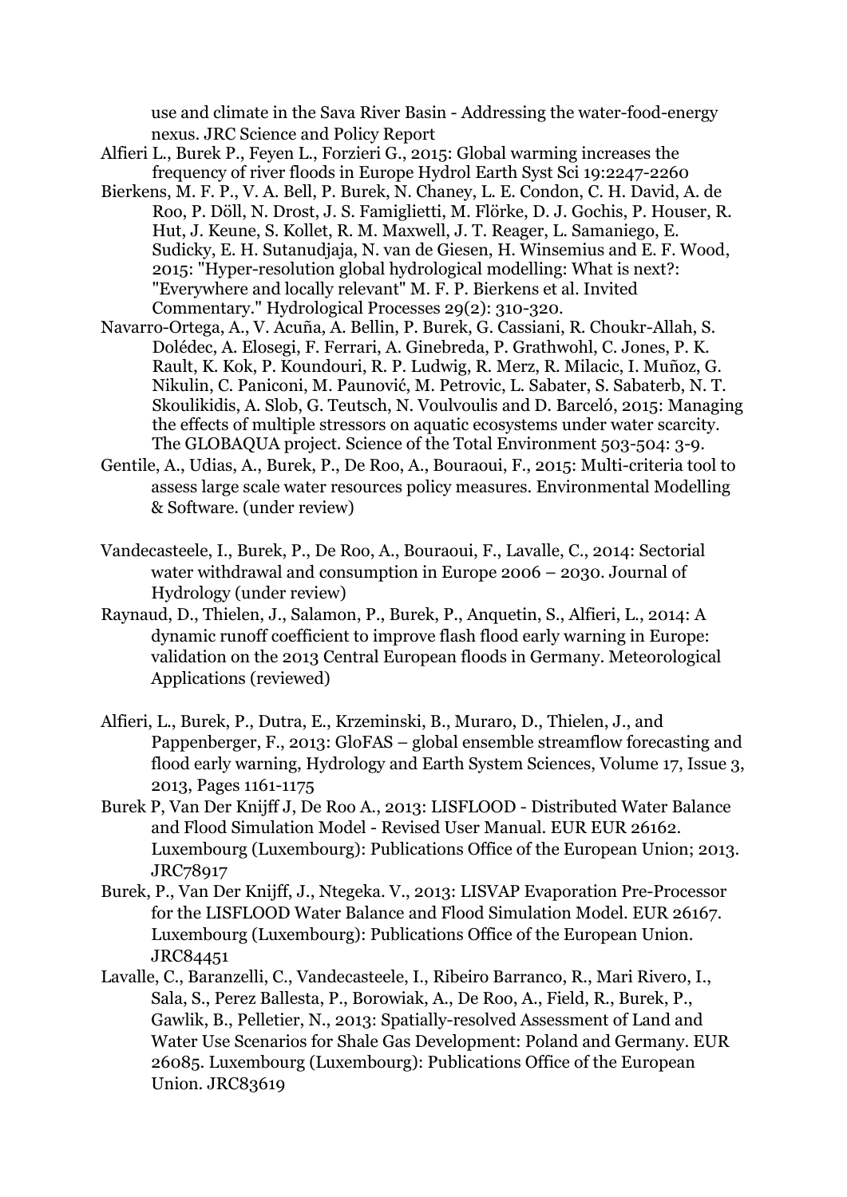use and climate in the Sava River Basin - Addressing the water-food-energy nexus. JRC Science and Policy Report

Alfieri L., Burek P., Feyen L., Forzieri G., 2015: Global warming increases the frequency of river floods in Europe Hydrol Earth Syst Sci 19:2247-2260

Bierkens, M. F. P., V. A. Bell, P. Burek, N. Chaney, L. E. Condon, C. H. David, A. de Roo, P. Döll, N. Drost, J. S. Famiglietti, M. Flörke, D. J. Gochis, P. Houser, R. Hut, J. Keune, S. Kollet, R. M. Maxwell, J. T. Reager, L. Samaniego, E. Sudicky, E. H. Sutanudjaja, N. van de Giesen, H. Winsemius and E. F. Wood, 2015: "Hyper-resolution global hydrological modelling: What is next?: "Everywhere and locally relevant" M. F. P. Bierkens et al. Invited Commentary." Hydrological Processes 29(2): 310-320.

Navarro-Ortega, A., V. Acuña, A. Bellin, P. Burek, G. Cassiani, R. Choukr-Allah, S. Dolédec, A. Elosegi, F. Ferrari, A. Ginebreda, P. Grathwohl, C. Jones, P. K. Rault, K. Kok, P. Koundouri, R. P. Ludwig, R. Merz, R. Milacic, I. Muñoz, G. Nikulin, C. Paniconi, M. Paunović, M. Petrovic, L. Sabater, S. Sabaterb, N. T. Skoulikidis, A. Slob, G. Teutsch, N. Voulvoulis and D. Barceló, 2015: Managing the effects of multiple stressors on aquatic ecosystems under water scarcity. The GLOBAQUA project. Science of the Total Environment 503-504: 3-9.

Gentile, A., Udias, A., Burek, P., De Roo, A., Bouraoui, F., 2015: Multi-criteria tool to assess large scale water resources policy measures. Environmental Modelling & Software. (under review)

Vandecasteele, I., Burek, P., De Roo, A., Bouraoui, F., Lavalle, C., 2014: Sectorial water withdrawal and consumption in Europe 2006 – 2030. Journal of Hydrology (under review)

Raynaud, D., Thielen, J., Salamon, P., Burek, P., Anquetin, S., Alfieri, L., 2014: A dynamic runoff coefficient to improve flash flood early warning in Europe: validation on the 2013 Central European floods in Germany. Meteorological Applications (reviewed)

Alfieri, L., Burek, P., Dutra, E., Krzeminski, B., Muraro, D., Thielen, J., and Pappenberger, F., 2013: GloFAS – global ensemble streamflow forecasting and flood early warning, Hydrology and Earth System Sciences, Volume 17, Issue 3, 2013, Pages 1161-1175

Burek P, Van Der Knijff J, De Roo A., 2013: LISFLOOD - Distributed Water Balance and Flood Simulation Model - Revised User Manual. EUR EUR 26162. Luxembourg (Luxembourg): Publications Office of the European Union; 2013. JRC78917

Burek, P., Van Der Knijff, J., Ntegeka. V., 2013: LISVAP Evaporation Pre-Processor for the LISFLOOD Water Balance and Flood Simulation Model. EUR 26167. Luxembourg (Luxembourg): Publications Office of the European Union. JRC84451

Lavalle, C., Baranzelli, C., Vandecasteele, I., Ribeiro Barranco, R., Mari Rivero, I., Sala, S., Perez Ballesta, P., Borowiak, A., De Roo, A., Field, R., Burek, P., Gawlik, B., Pelletier, N., 2013: Spatially-resolved Assessment of Land and Water Use Scenarios for Shale Gas Development: Poland and Germany. EUR 26085. Luxembourg (Luxembourg): Publications Office of the European Union. JRC83619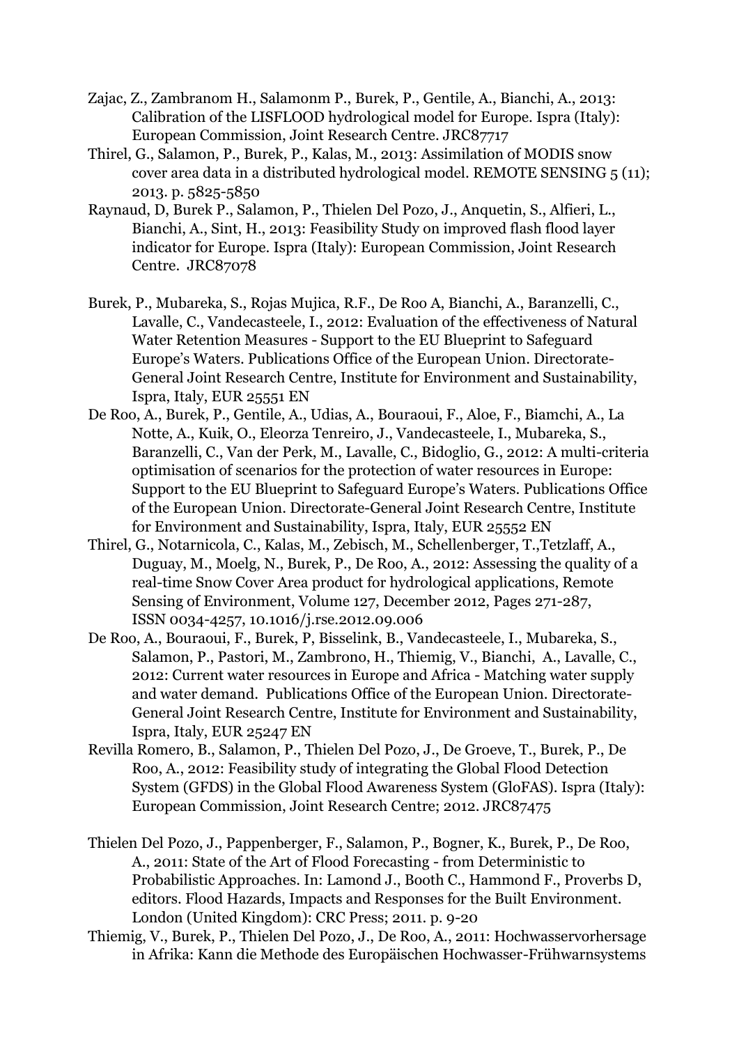Zajac, Z., Zambranom H., Salamonm P., Burek, P., Gentile, A., Bianchi, A., 2013: Calibration of the LISFLOOD hydrological model for Europe. Ispra (Italy): European Commission, Joint Research Centre. JRC87717

Thirel, G., Salamon, P., Burek, P., Kalas, M., 2013: Assimilation of MODIS snow cover area data in a distributed hydrological model. REMOTE SENSING 5 (11); 2013. p. 5825-5850

Raynaud, D, Burek P., Salamon, P., Thielen Del Pozo, J., Anquetin, S., Alfieri, L., Bianchi, A., Sint, H., 2013: Feasibility Study on improved flash flood layer indicator for Europe. Ispra (Italy): European Commission, Joint Research Centre. JRC87078

Burek, P., Mubareka, S., Rojas Mujica, R.F., De Roo A, Bianchi, A., Baranzelli, C., Lavalle, C., Vandecasteele, I., 2012: Evaluation of the effectiveness of Natural Water Retention Measures - Support to the EU Blueprint to Safeguard Europe's Waters. Publications Office of the European Union. Directorate-General Joint Research Centre, Institute for Environment and Sustainability, Ispra, Italy, EUR 25551 EN

De Roo, A., Burek, P., Gentile, A., Udias, A., Bouraoui, F., Aloe, F., Biamchi, A., La Notte, A., Kuik, O., Eleorza Tenreiro, J., Vandecasteele, I., Mubareka, S., Baranzelli, C., Van der Perk, M., Lavalle, C., Bidoglio, G., 2012: A multi-criteria optimisation of scenarios for the protection of water resources in Europe: Support to the EU Blueprint to Safeguard Europe's Waters. Publications Office of the European Union. Directorate-General Joint Research Centre, Institute for Environment and Sustainability, Ispra, Italy, EUR 25552 EN

Thirel, G., Notarnicola, C., Kalas, M., Zebisch, M., Schellenberger, T.,Tetzlaff, A., Duguay, M., Moelg, N., Burek, P., De Roo, A., 2012: Assessing the quality of a real-time Snow Cover Area product for hydrological applications, Remote Sensing of Environment, Volume 127, December 2012, Pages 271-287, ISSN 0034-4257, 10.1016/j.rse.2012.09.006

De Roo, A., Bouraoui, F., Burek, P, Bisselink, B., Vandecasteele, I., Mubareka, S., Salamon, P., Pastori, M., Zambrono, H., Thiemig, V., Bianchi, A., Lavalle, C., 2012: Current water resources in Europe and Africa - Matching water supply and water demand. Publications Office of the European Union. Directorate-General Joint Research Centre, Institute for Environment and Sustainability, Ispra, Italy, EUR 25247 EN

Revilla Romero, B., Salamon, P., Thielen Del Pozo, J., De Groeve, T., Burek, P., De Roo, A., 2012: Feasibility study of integrating the Global Flood Detection System (GFDS) in the Global Flood Awareness System (GloFAS). Ispra (Italy): European Commission, Joint Research Centre; 2012. JRC87475

Thielen Del Pozo, J., Pappenberger, F., Salamon, P., Bogner, K., Burek, P., De Roo, A., 2011: State of the Art of Flood Forecasting - from Deterministic to Probabilistic Approaches. In: Lamond J., Booth C., Hammond F., Proverbs D, editors. Flood Hazards, Impacts and Responses for the Built Environment. London (United Kingdom): CRC Press; 2011. p. 9-20

Thiemig, V., Burek, P., Thielen Del Pozo, J., De Roo, A., 2011: Hochwasservorhersage in Afrika: Kann die Methode des Europäischen Hochwasser-Frühwarnsystems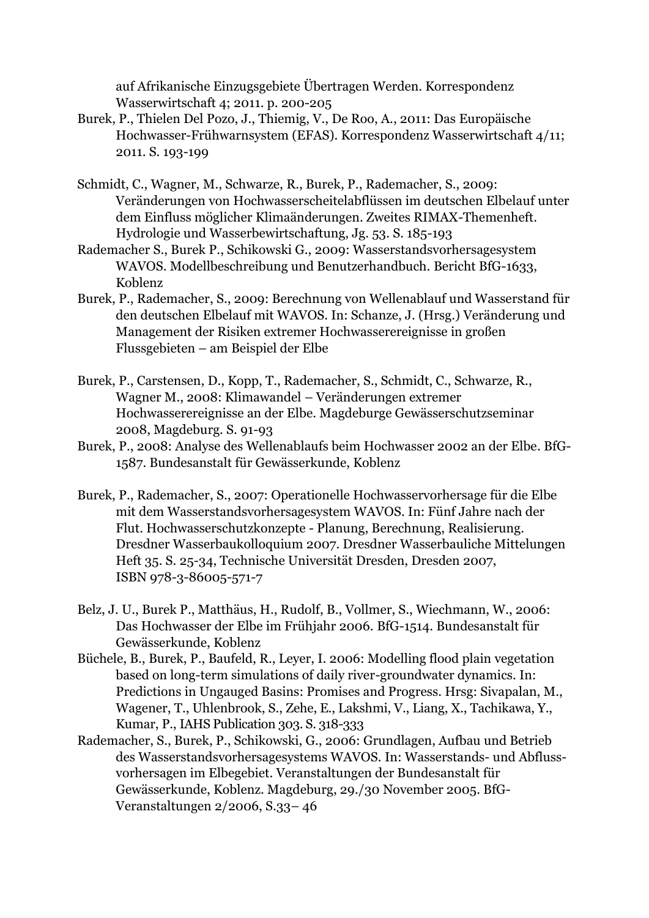auf Afrikanische Einzugsgebiete Übertragen Werden. Korrespondenz Wasserwirtschaft 4; 2011. p. 200-205

Burek, P., Thielen Del Pozo, J., Thiemig, V., De Roo, A., 2011: Das Europäische Hochwasser-Frühwarnsystem (EFAS). Korrespondenz Wasserwirtschaft 4/11; 2011. S. 193-199

Schmidt, C., Wagner, M., Schwarze, R., Burek, P., Rademacher, S., 2009: Veränderungen von Hochwasserscheitelabflüssen im deutschen Elbelauf unter dem Einfluss möglicher Klimaänderungen. Zweites RIMAX-Themenheft. Hydrologie und Wasserbewirtschaftung, Jg. 53. S. 185-193

Rademacher S., Burek P., Schikowski G., 2009: Wasserstandsvorhersagesystem WAVOS. Modellbeschreibung und Benutzerhandbuch. Bericht BfG-1633, Koblenz

Burek, P., Rademacher, S., 2009: Berechnung von Wellenablauf und Wasserstand für den deutschen Elbelauf mit WAVOS. In: Schanze, J. (Hrsg.) Veränderung und Management der Risiken extremer Hochwasserereignisse in großen Flussgebieten – am Beispiel der Elbe

Burek, P., Carstensen, D., Kopp, T., Rademacher, S., Schmidt, C., Schwarze, R., Wagner M., 2008: Klimawandel – Veränderungen extremer Hochwasserereignisse an der Elbe. Magdeburge Gewässerschutzseminar 2008, Magdeburg. S. 91-93

Burek, P., 2008: Analyse des Wellenablaufs beim Hochwasser 2002 an der Elbe. BfG-1587. Bundesanstalt für Gewässerkunde, Koblenz

Burek, P., Rademacher, S., 2007: Operationelle Hochwasservorhersage für die Elbe mit dem Wasserstandsvorhersagesystem WAVOS. In: Fünf Jahre nach der Flut. Hochwasserschutzkonzepte - Planung, Berechnung, Realisierung. Dresdner Wasserbaukolloquium 2007. Dresdner Wasserbauliche Mittelungen Heft 35. S. 25-34, Technische Universität Dresden, Dresden 2007, ISBN 978-3-86005-571-7

Belz, J. U., Burek P., Matthäus, H., Rudolf, B., Vollmer, S., Wiechmann, W., 2006: Das Hochwasser der Elbe im Frühjahr 2006. BfG-1514. Bundesanstalt für Gewässerkunde, Koblenz

Büchele, B., Burek, P., Baufeld, R., Leyer, I. 2006: Modelling flood plain vegetation based on long-term simulations of daily river-groundwater dynamics. In: Predictions in Ungauged Basins: Promises and Progress. Hrsg: Sivapalan, M., Wagener, T., Uhlenbrook, S., Zehe, E., Lakshmi, V., Liang, X., Tachikawa, Y., Kumar, P., IAHS Publication 303. S. 318-333

Rademacher, S., Burek, P., Schikowski, G., 2006: Grundlagen, Aufbau und Betrieb des Wasserstandsvorhersagesystems WAVOS. In: Wasserstands- und Abflussvorhersagen im Elbegebiet. Veranstaltungen der Bundesanstalt für Gewässerkunde, Koblenz. Magdeburg, 29./30 November 2005. BfG-Veranstaltungen 2/2006, S.33– 46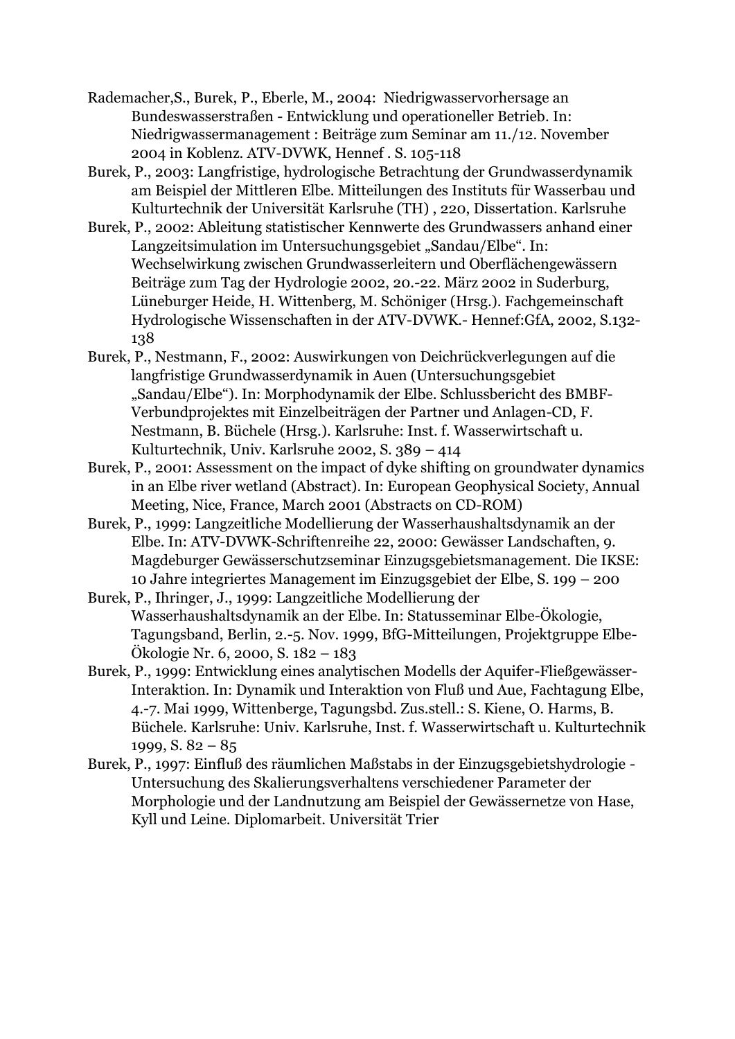Rademacher,S., Burek, P., Eberle, M., 2004: Niedrigwasservorhersage an Bundeswasserstraßen - Entwicklung und operationeller Betrieb. In: Niedrigwassermanagement : Beiträge zum Seminar am 11./12. November 2004 in Koblenz. ATV-DVWK, Hennef . S. 105-118

Burek, P., 2003: Langfristige, hydrologische Betrachtung der Grundwasserdynamik am Beispiel der Mittleren Elbe. Mitteilungen des Instituts für Wasserbau und Kulturtechnik der Universität Karlsruhe (TH) , 220, Dissertation. Karlsruhe

Burek, P., 2002: Ableitung statistischer Kennwerte des Grundwassers anhand einer Langzeitsimulation im Untersuchungsgebiet „Sandau/Elbe". In: Wechselwirkung zwischen Grundwasserleitern und Oberflächengewässern Beiträge zum Tag der Hydrologie 2002, 20.-22. März 2002 in Suderburg, Lüneburger Heide, H. Wittenberg, M. Schöniger (Hrsg.). Fachgemeinschaft Hydrologische Wissenschaften in der ATV-DVWK.- Hennef:GfA, 2002, S.132-138

Burek, P., Nestmann, F., 2002: Auswirkungen von Deichrückverlegungen auf die langfristige Grundwasserdynamik in Auen (Untersuchungsgebiet „Sandau/Elbe"). In: Morphodynamik der Elbe. Schlussbericht des BMBF-Verbundprojektes mit Einzelbeiträgen der Partner und Anlagen-CD, F. Nestmann, B. Büchele (Hrsg.). Karlsruhe: Inst. f. Wasserwirtschaft u. Kulturtechnik, Univ. Karlsruhe 2002, S. 389 – 414

Burek, P., 2001: Assessment on the impact of dyke shifting on groundwater dynamics in an Elbe river wetland (Abstract). In: European Geophysical Society, Annual Meeting, Nice, France, March 2001 (Abstracts on CD-ROM)

Burek, P., 1999: Langzeitliche Modellierung der Wasserhaushaltsdynamik an der Elbe. In: ATV-DVWK-Schriftenreihe 22, 2000: Gewässer Landschaften, 9. Magdeburger Gewässerschutzseminar Einzugsgebietsmanagement. Die IKSE: 10 Jahre integriertes Management im Einzugsgebiet der Elbe, S. 199 – 200

Burek, P., Ihringer, J., 1999: Langzeitliche Modellierung der Wasserhaushaltsdynamik an der Elbe. In: Statusseminar Elbe-Ökologie, Tagungsband, Berlin, 2.-5. Nov. 1999, BfG-Mitteilungen, Projektgruppe Elbe-Ökologie Nr. 6, 2000, S. 182 – 183

Burek, P., 1999: Entwicklung eines analytischen Modells der Aquifer-Fließgewässer-Interaktion. In: Dynamik und Interaktion von Fluß und Aue, Fachtagung Elbe, 4.-7. Mai 1999, Wittenberge, Tagungsbd. Zus.stell.: S. Kiene, O. Harms, B. Büchele. Karlsruhe: Univ. Karlsruhe, Inst. f. Wasserwirtschaft u. Kulturtechnik 1999, S. 82 – 85

Burek, P., 1997: Einfluß des räumlichen Maßstabs in der Einzugsgebietshydrologie - Untersuchung des Skalierungsverhaltens verschiedener Parameter der Morphologie und der Landnutzung am Beispiel der Gewässernetze von Hase, Kyll und Leine. Diplomarbeit. Universität Trier